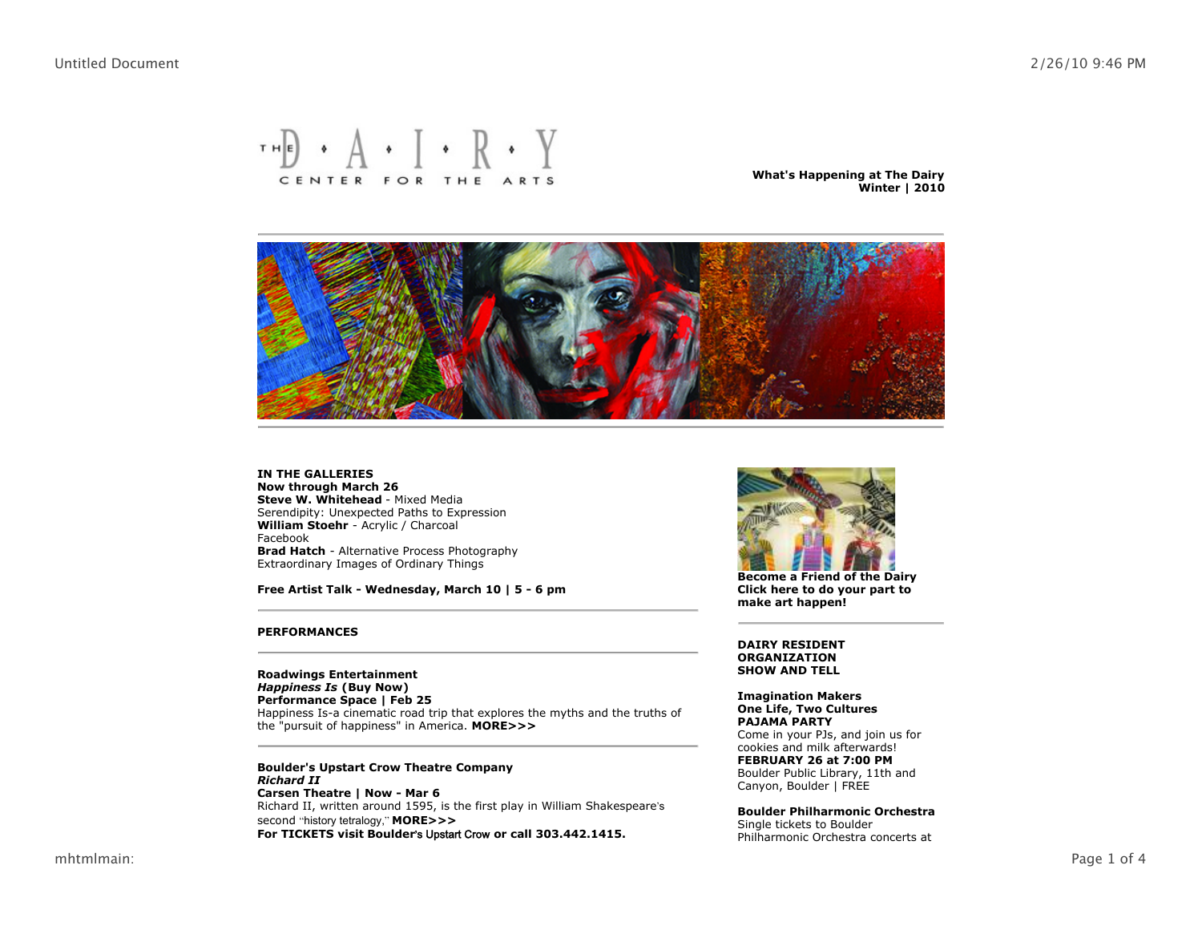THE DAIRY CENTER FOR THE ARTS

**What's Happening at The Dairy**
**Winter | 2010**

---

**IN THE GALLERIES**
**Now through March 26**
**Steve W. Whitehead** - Mixed Media
Serendipity: Unexpected Paths to Expression
**William Stoehr** - Acrylic / Charcoal
Facebook
**Brad Hatch** - Alternative Process Photography
Extraordinary Images of Ordinary Things

**Free Artist Talk - Wednesday, March 10 | 5 - 6 pm**

---

**PERFORMANCES**

---

**Roadwings Entertainment**
***Happiness Is*** **(Buy Now)**
**Performance Space | Feb 25**
Happiness Is-a cinematic road trip that explores the myths and the truths of the "pursuit of happiness" in America. **MORE>>>**

---

**Boulder's Upstart Crow Theatre Company**
***Richard II***
**Carsen Theatre | Now - Mar 6**
Richard II, written around 1595, is the first play in William Shakespeare's second "history tetralogy," **MORE>>>**
**For TICKETS visit Boulder's Upstart Crow or call 303.442.1415.**

---

**Become a Friend of the Dairy**
**Click here to do your part to make art happen!**

---

**DAIRY RESIDENT ORGANIZATION SHOW AND TELL**

**Imagination Makers**
**One Life, Two Cultures**
**PAJAMA PARTY**
Come in your PJs, and join us for cookies and milk afterwards!
**FEBRUARY 26 at 7:00 PM**
Boulder Public Library, 11th and Canyon, Boulder | FREE

**Boulder Philharmonic Orchestra**
Single tickets to Boulder Philharmonic Orchestra concerts at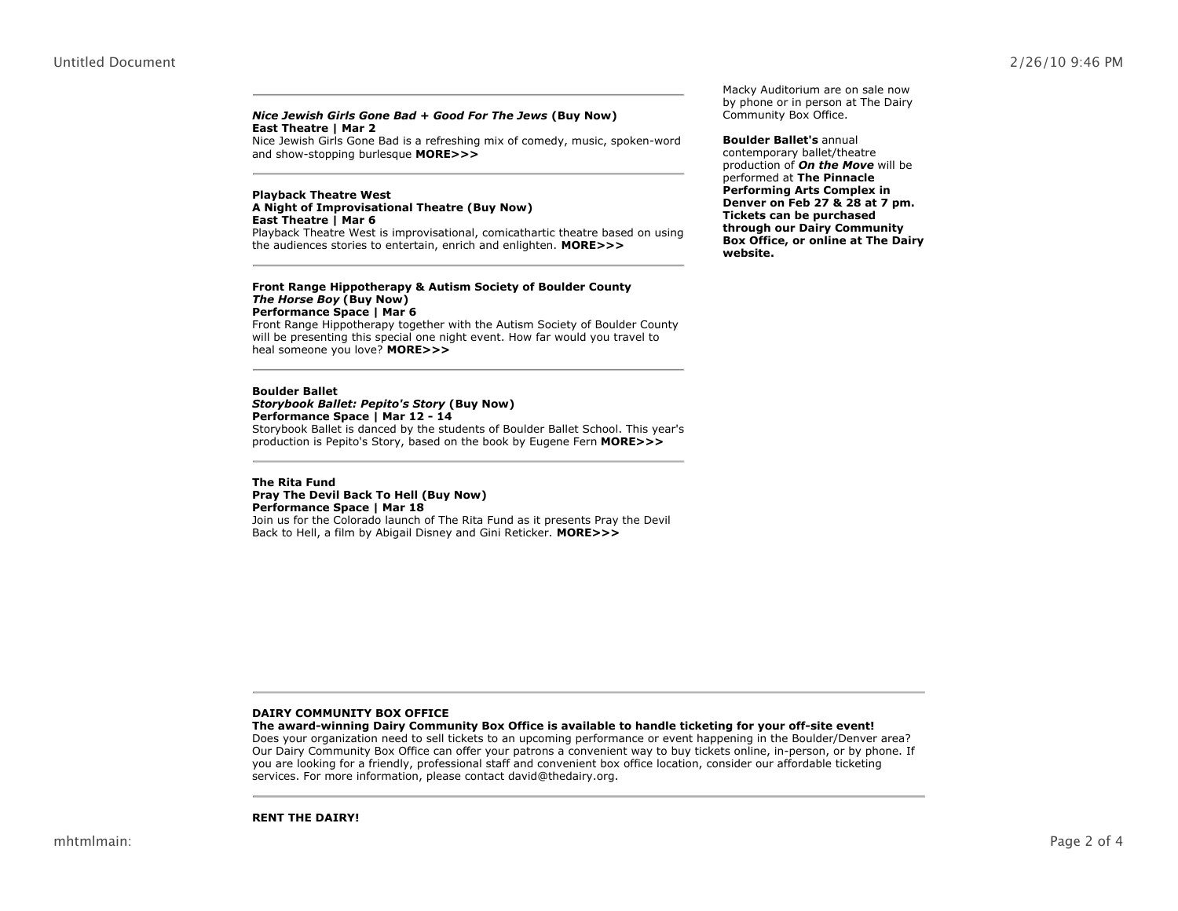***Nice Jewish Girls Gone Bad + Good For The Jews* (Buy Now)**
**East Theatre | Mar 2**
Nice Jewish Girls Gone Bad is a refreshing mix of comedy, music, spoken-word and show-stopping burlesque **MORE>>>**

---

**Playback Theatre West**
**A Night of Improvisational Theatre (Buy Now)**
**East Theatre | Mar 6**
Playback Theatre West is improvisational, comicathartic theatre based on using the audiences stories to entertain, enrich and enlighten. **MORE>>>**

---

**Front Range Hippotherapy & Autism Society of Boulder County**
***The Horse Boy* (Buy Now)**
**Performance Space | Mar 6**
Front Range Hippotherapy together with the Autism Society of Boulder County will be presenting this special one night event. How far would you travel to heal someone you love? **MORE>>>**

---

**Boulder Ballet**
***Storybook Ballet: Pepito's Story* (Buy Now)**
**Performance Space | Mar 12 - 14**
Storybook Ballet is danced by the students of Boulder Ballet School. This year's production is Pepito's Story, based on the book by Eugene Fern **MORE>>>**

---

**The Rita Fund**
**Pray The Devil Back To Hell (Buy Now)**
**Performance Space | Mar 18**
Join us for the Colorado launch of The Rita Fund as it presents Pray the Devil Back to Hell, a film by Abigail Disney and Gini Reticker. **MORE>>>**

Macky Auditorium are on sale now by phone or in person at The Dairy Community Box Office.

**Boulder Ballet's** annual contemporary ballet/theatre production of ***On the Move*** will be performed at **The Pinnacle Performing Arts Complex in Denver on Feb 27 & 28 at 7 pm. Tickets can be purchased through our Dairy Community Box Office, or online at The Dairy website.**

---

**DAIRY COMMUNITY BOX OFFICE**
**The award-winning Dairy Community Box Office is available to handle ticketing for your off-site event!**
Does your organization need to sell tickets to an upcoming performance or event happening in the Boulder/Denver area? Our Dairy Community Box Office can offer your patrons a convenient way to buy tickets online, in-person, or by phone. If you are looking for a friendly, professional staff and convenient box office location, consider our affordable ticketing services. For more information, please contact david@thedairy.org.

---

**RENT THE DAIRY!**